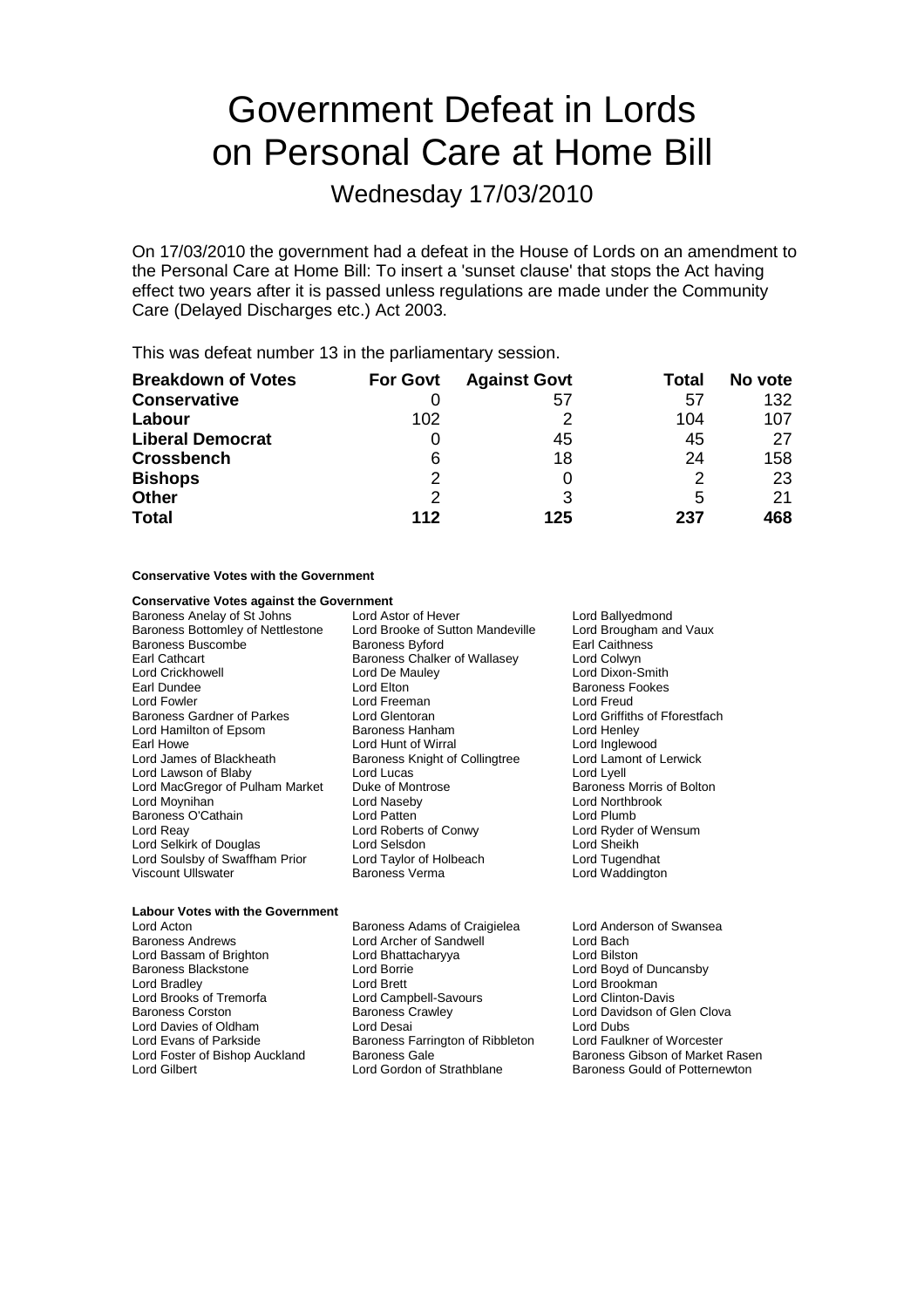# Government Defeat in Lords on Personal Care at Home Bill

## Wednesday 17/03/2010

On 17/03/2010 the government had a defeat in the House of Lords on an amendment to the Personal Care at Home Bill: To insert a 'sunset clause' that stops the Act having effect two years after it is passed unless regulations are made under the Community Care (Delayed Discharges etc.) Act 2003.

This was defeat number 13 in the parliamentary session.

| Breakdown of Votes | For Govt | Against Govt | Total | No vote |
|---|---|---|---|---|
| **Conservative** | 0 | 57 | 57 | 132 |
| **Labour** | 102 | 2 | 104 | 107 |
| **Liberal Democrat** | 0 | 45 | 45 | 27 |
| **Crossbench** | 6 | 18 | 24 | 158 |
| **Bishops** | 2 | 0 | 2 | 23 |
| **Other** | 2 | 3 | 5 | 21 |
| **Total** | **112** | **125** | **237** | **468** |

**Conservative Votes with the Government**

**Conservative Votes against the Government**

Baroness Anelay of St Johns
Lord Astor of Hever
Lord Ballyedmond
Baroness Bottomley of Nettlestone
Lord Brooke of Sutton Mandeville
Lord Brougham and Vaux
Baroness Buscombe
Baroness Byford
Earl Caithness
Earl Cathcart
Baroness Chalker of Wallasey
Lord Colwyn
Lord Crickhowell
Lord De Mauley
Lord Dixon-Smith
Earl Dundee
Lord Elton
Baroness Fookes
Lord Fowler
Lord Freeman
Lord Freud
Baroness Gardner of Parkes
Lord Glentoran
Lord Griffiths of Fforestfach
Lord Hamilton of Epsom
Baroness Hanham
Lord Henley
Earl Howe
Lord Hunt of Wirral
Lord Inglewood
Lord James of Blackheath
Baroness Knight of Collingtree
Lord Lamont of Lerwick
Lord Lawson of Blaby
Lord Lucas
Lord Lyell
Lord MacGregor of Pulham Market
Duke of Montrose
Baroness Morris of Bolton
Lord Moynihan
Lord Naseby
Lord Northbrook
Baroness O'Cathain
Lord Patten
Lord Plumb
Lord Reay
Lord Roberts of Conwy
Lord Ryder of Wensum
Lord Selkirk of Douglas
Lord Selsdon
Lord Sheikh
Lord Soulsby of Swaffham Prior
Lord Taylor of Holbeach
Lord Tugendhat
Viscount Ullswater
Baroness Verma
Lord Waddington

**Labour Votes with the Government**

Lord Acton
Baroness Adams of Craigielea
Lord Anderson of Swansea
Baroness Andrews
Lord Archer of Sandwell
Lord Bach
Lord Bassam of Brighton
Lord Bhattacharyya
Lord Bilston
Baroness Blackstone
Lord Borrie
Lord Boyd of Duncansby
Lord Bradley
Lord Brett
Lord Brookman
Lord Brooks of Tremorfa
Lord Campbell-Savours
Lord Clinton-Davis
Baroness Corston
Baroness Crawley
Lord Davidson of Glen Clova
Lord Davies of Oldham
Lord Desai
Lord Dubs
Lord Evans of Parkside
Baroness Farrington of Ribbleton
Lord Faulkner of Worcester
Lord Foster of Bishop Auckland
Baroness Gale
Baroness Gibson of Market Rasen
Lord Gilbert
Lord Gordon of Strathblane
Baroness Gould of Potternewton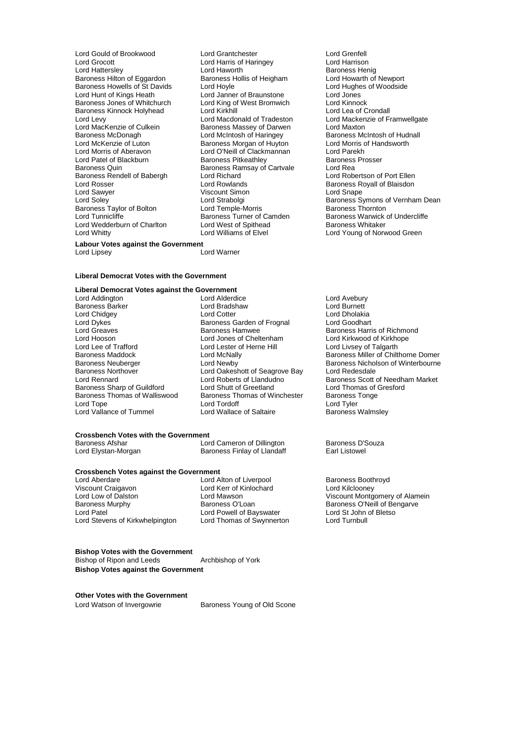Lord Gould of Brookwood
Lord Grantchester
Lord Grenfell
Lord Grocott
Lord Harris of Haringey
Lord Harrison
Lord Hattersley
Lord Haworth
Baroness Henig
Baroness Hilton of Eggardon
Baroness Hollis of Heigham
Lord Howarth of Newport
Baroness Howells of St Davids
Lord Hoyle
Lord Hughes of Woodside
Lord Hunt of Kings Heath
Lord Janner of Braunstone
Lord Jones
Baroness Jones of Whitchurch
Lord King of West Bromwich
Lord Kinnock
Baroness Kinnock Holyhead
Lord Kirkhill
Lord Lea of Crondall
Lord Levy
Lord Macdonald of Tradeston
Lord Mackenzie of Framwellgate
Lord MacKenzie of Culkein
Baroness Massey of Darwen
Lord Maxton
Baroness McDonagh
Lord McIntosh of Haringey
Baroness McIntosh of Hudnall
Lord McKenzie of Luton
Baroness Morgan of Huyton
Lord Morris of Handsworth
Lord Morris of Aberavon
Lord O'Neill of Clackmannan
Lord Parekh
Lord Patel of Blackburn
Baroness Pitkeathley
Baroness Prosser
Baroness Quin
Baroness Ramsay of Cartvale
Lord Rea
Baroness Rendell of Babergh
Lord Richard
Lord Robertson of Port Ellen
Lord Rosser
Lord Rowlands
Baroness Royall of Blaisdon
Lord Sawyer
Viscount Simon
Lord Snape
Lord Soley
Lord Strabolgi
Baroness Symons of Vernham Dean
Baroness Taylor of Bolton
Lord Temple-Morris
Baroness Thornton
Lord Tunnicliffe
Baroness Turner of Camden
Baroness Warwick of Undercliffe
Lord Wedderburn of Charlton
Lord West of Spithead
Baroness Whitaker
Lord Whitty
Lord Williams of Elvel
Lord Young of Norwood Green

**Labour Votes against the Government**

Lord Lipsey
Lord Warner

**Liberal Democrat Votes with the Government**

**Liberal Democrat Votes against the Government**

Lord Addington
Lord Alderdice
Lord Avebury
Baroness Barker
Lord Bradshaw
Lord Burnett
Lord Chidgey
Lord Cotter
Lord Dholakia
Lord Dykes
Baroness Garden of Frognal
Lord Goodhart
Lord Greaves
Baroness Hamwee
Baroness Harris of Richmond
Lord Hooson
Lord Jones of Cheltenham
Lord Kirkwood of Kirkhope
Lord Lee of Trafford
Lord Lester of Herne Hill
Lord Livsey of Talgarth
Baroness Maddock
Lord McNally
Baroness Miller of Chilthorne Domer
Baroness Neuberger
Lord Newby
Baroness Nicholson of Winterbourne
Baroness Northover
Lord Oakeshott of Seagrove Bay
Lord Redesdale
Lord Rennard
Lord Roberts of Llandudno
Baroness Scott of Needham Market
Baroness Sharp of Guildford
Lord Shutt of Greetland
Lord Thomas of Gresford
Baroness Thomas of Walliswood
Baroness Thomas of Winchester
Baroness Tonge
Lord Tope
Lord Tordoff
Lord Tyler
Lord Vallance of Tummel
Lord Wallace of Saltaire
Baroness Walmsley

**Crossbench Votes with the Government**

Baroness Afshar
Lord Cameron of Dillington
Baroness D'Souza
Lord Elystan-Morgan
Baroness Finlay of Llandaff
Earl Listowel

**Crossbench Votes against the Government**

Lord Aberdare
Lord Alton of Liverpool
Baroness Boothroyd
Viscount Craigavon
Lord Kerr of Kinlochard
Lord Kilclooney
Lord Low of Dalston
Lord Mawson
Viscount Montgomery of Alamein
Baroness Murphy
Baroness O'Loan
Baroness O'Neill of Bengarve
Lord Patel
Lord Powell of Bayswater
Lord St John of Bletso
Lord Stevens of Kirkwhelpington
Lord Thomas of Swynnerton
Lord Turnbull

**Bishop Votes with the Government**

Bishop of Ripon and Leeds
Archbishop of York

**Bishop Votes against the Government**

**Other Votes with the Government**

Lord Watson of Invergowrie
Baroness Young of Old Scone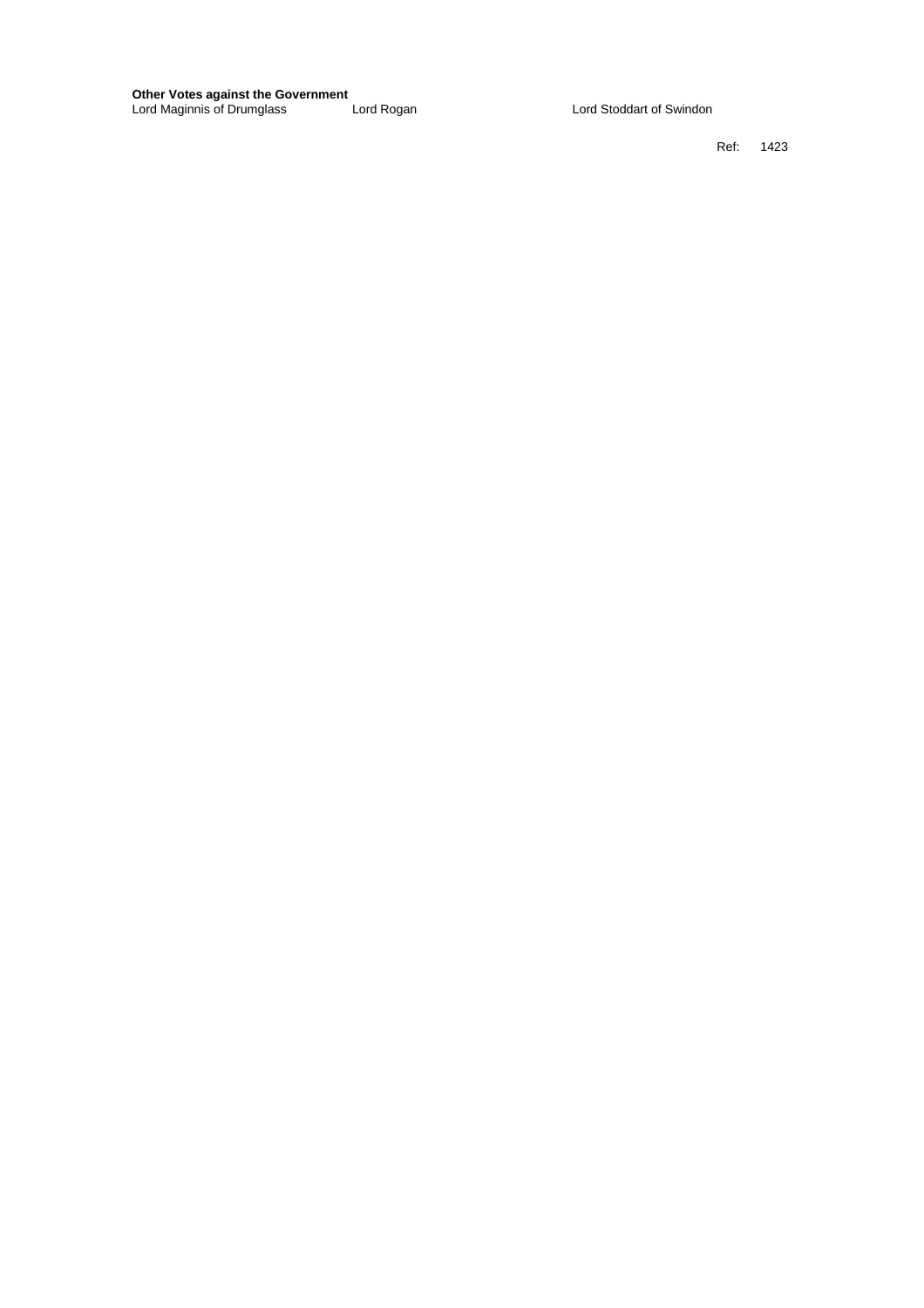**Other Votes against the Government**

| | | |
|---|---|---|
| Lord Maginnis of Drumglass | Lord Rogan | Lord Stoddart of Swindon |

Ref: 1423